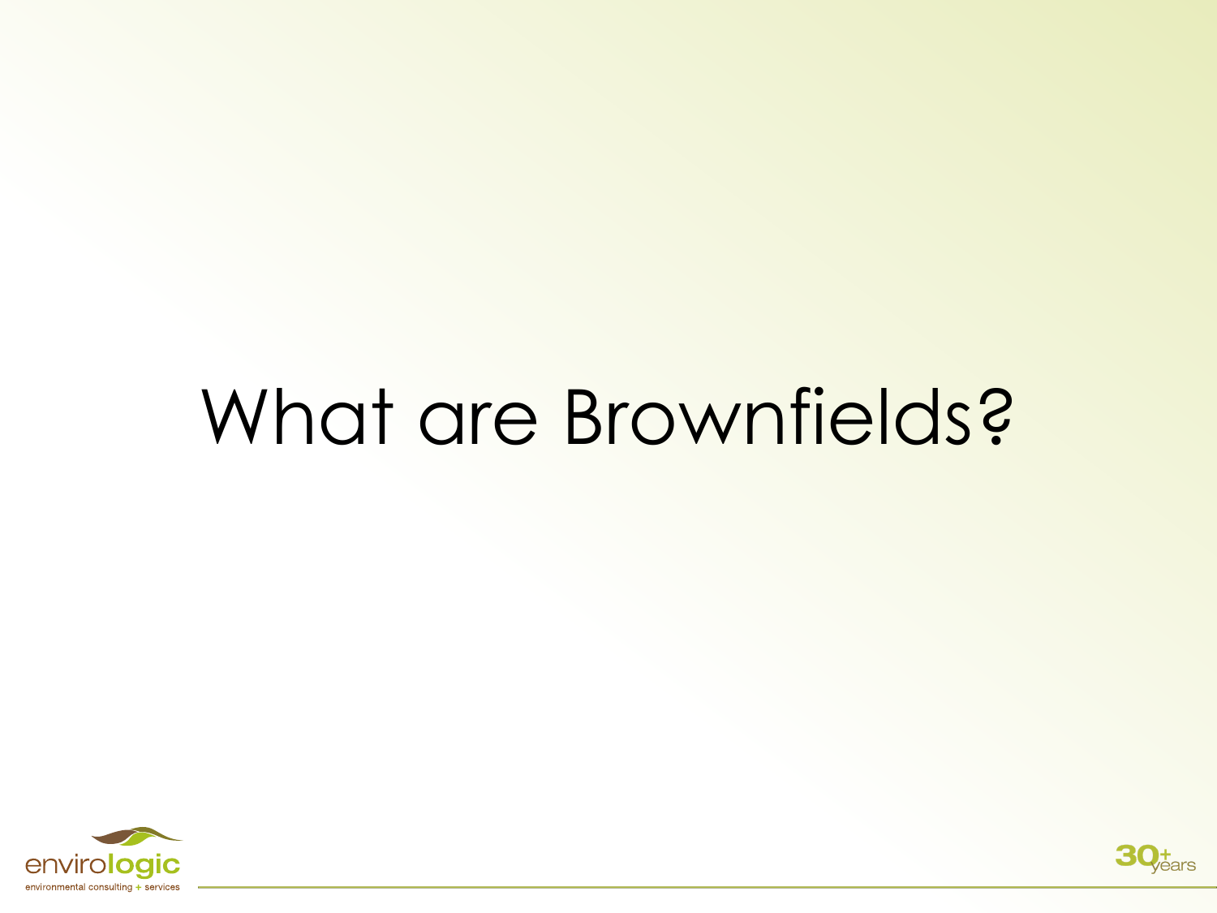# What are Brownfields?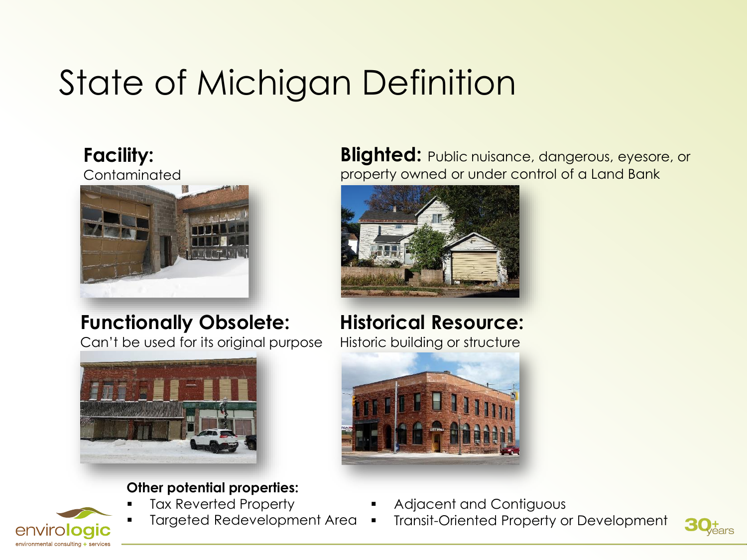# State of Michigan Definition

**Facility:**
Contaminated

**Blighted:** Public nuisance, dangerous, eyesore, or property owned or under control of a Land Bank

**Functionally Obsolete:**
Can't be used for its original purpose

**Historical Resource:**
Historic building or structure

**Other potential properties:**

- Tax Reverted Property
- Targeted Redevelopment Area
- Adjacent and Contiguous
- Transit-Oriented Property or Development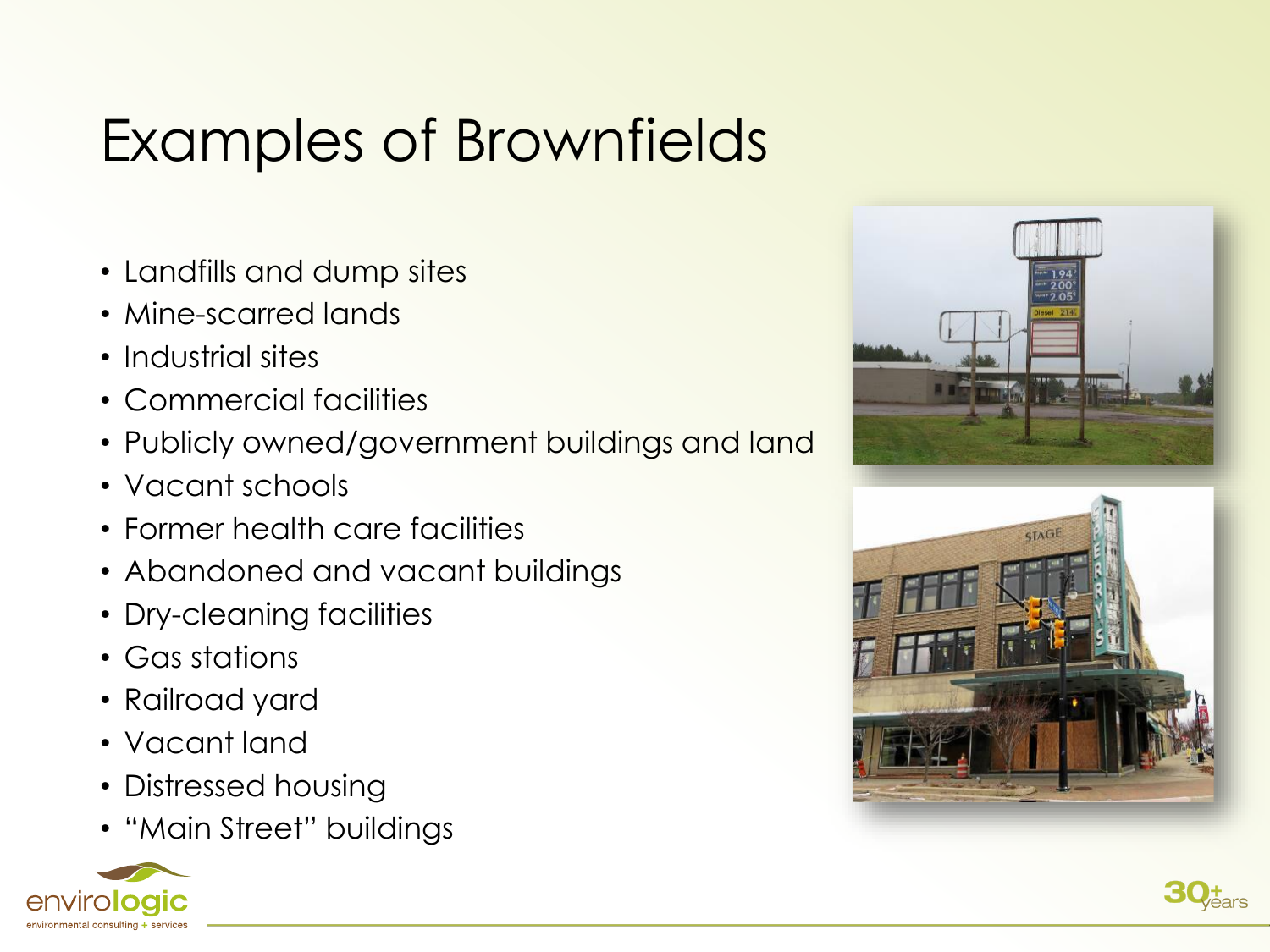# Examples of Brownfields

- Landfills and dump sites
- Mine-scarred lands
- Industrial sites
- Commercial facilities
- Publicly owned/government buildings and land
- Vacant schools
- Former health care facilities
- Abandoned and vacant buildings
- Dry-cleaning facilities
- Gas stations
- Railroad yard
- Vacant land
- Distressed housing
- "Main Street" buildings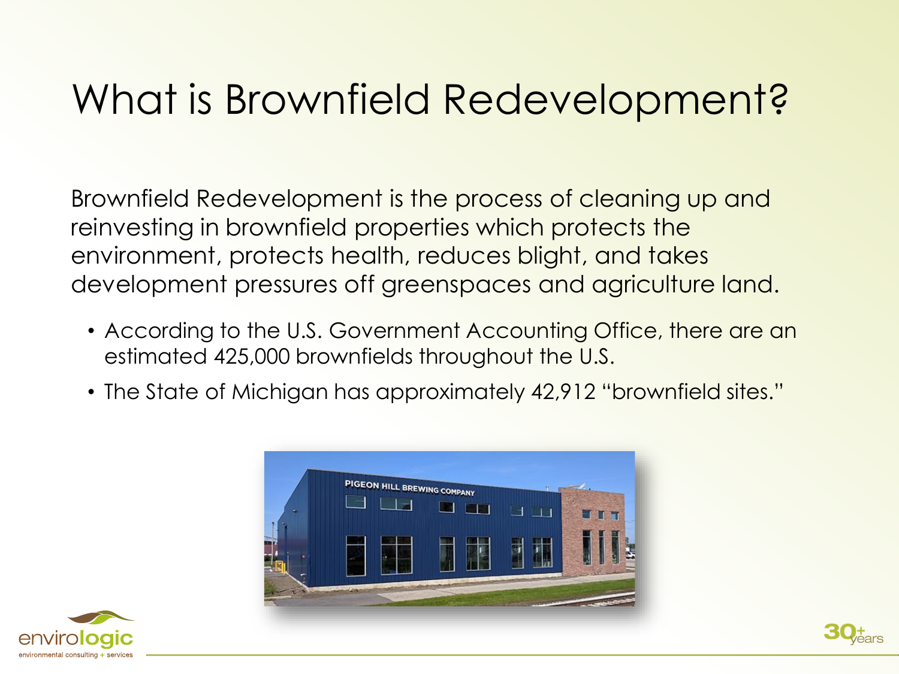# What is Brownfield Redevelopment?

Brownfield Redevelopment is the process of cleaning up and reinvesting in brownfield properties which protects the environment, protects health, reduces blight, and takes development pressures off greenspaces and agriculture land.

- According to the U.S. Government Accounting Office, there are an estimated 425,000 brownfields throughout the U.S.
- The State of Michigan has approximately 42,912 "brownfield sites."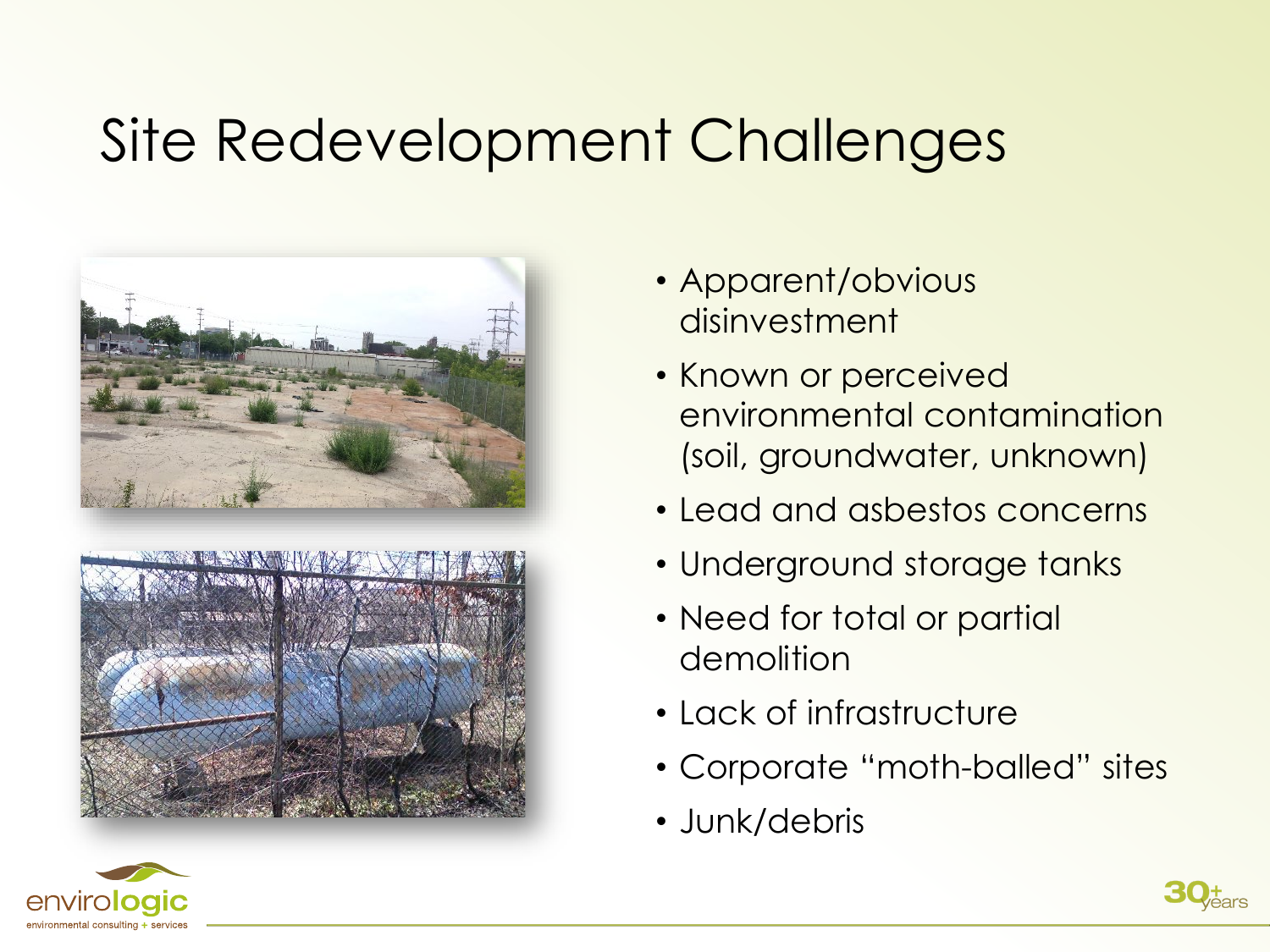# Site Redevelopment Challenges

- Apparent/obvious disinvestment
- Known or perceived environmental contamination (soil, groundwater, unknown)
- Lead and asbestos concerns
- Underground storage tanks
- Need for total or partial demolition
- Lack of infrastructure
- Corporate "moth-balled" sites
- Junk/debris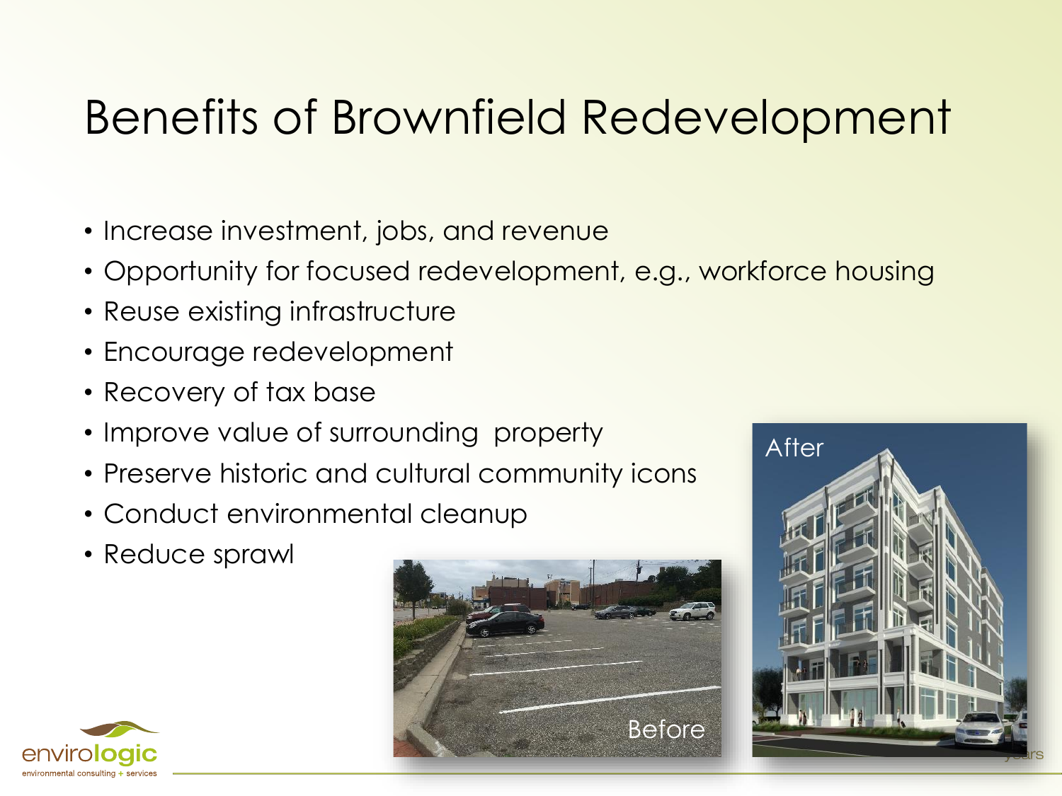# Benefits of Brownfield Redevelopment

- Increase investment, jobs, and revenue
- Opportunity for focused redevelopment, e.g., workforce housing
- Reuse existing infrastructure
- Encourage redevelopment
- Recovery of tax base
- Improve value of surrounding property
- Preserve historic and cultural community icons
- Conduct environmental cleanup
- Reduce sprawl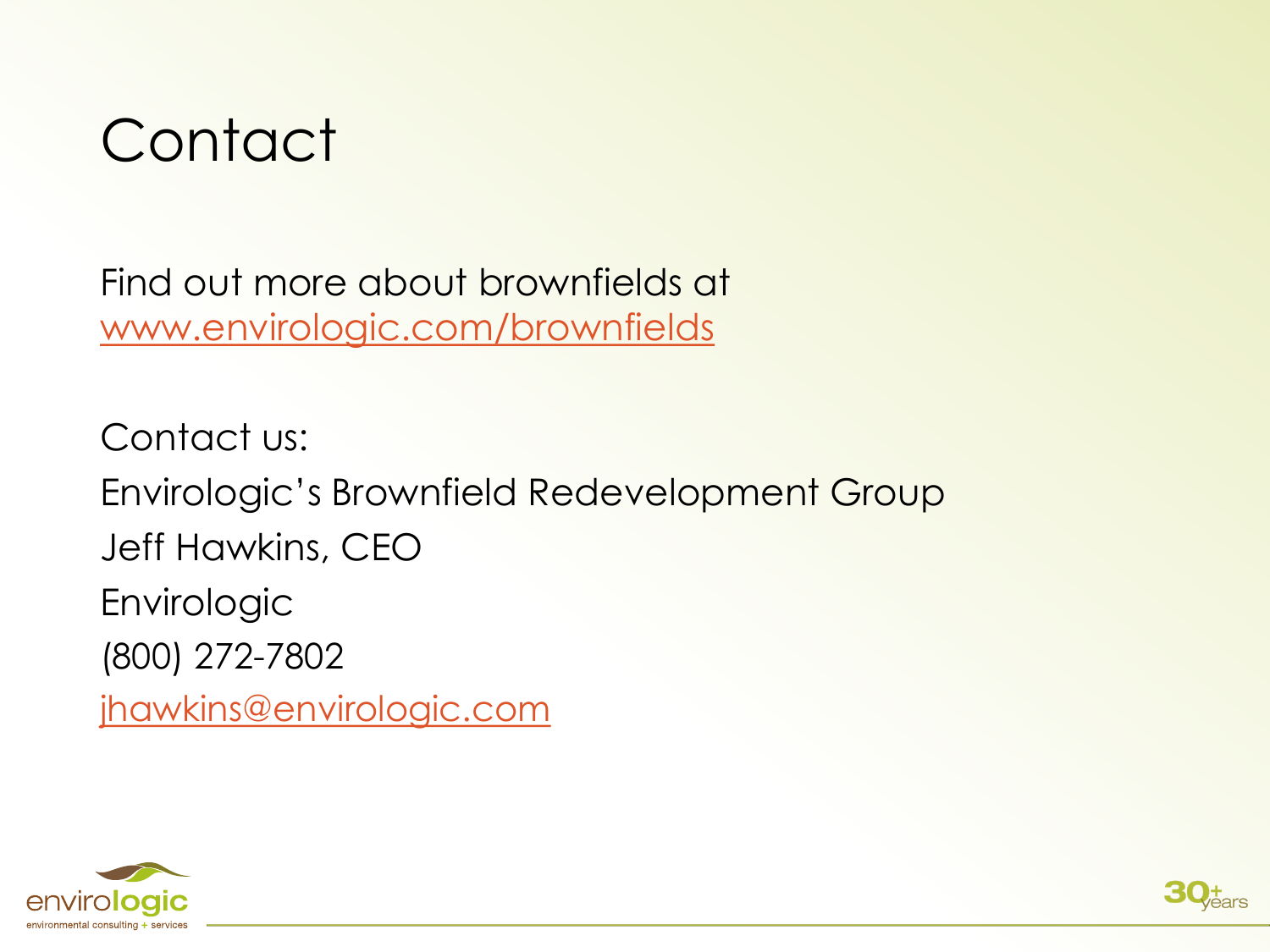# Contact

Find out more about brownfields at
www.envirologic.com/brownfields

Contact us:

Envirologic's Brownfield Redevelopment Group

Jeff Hawkins, CEO

Envirologic

(800) 272-7802

jhawkins@envirologic.com